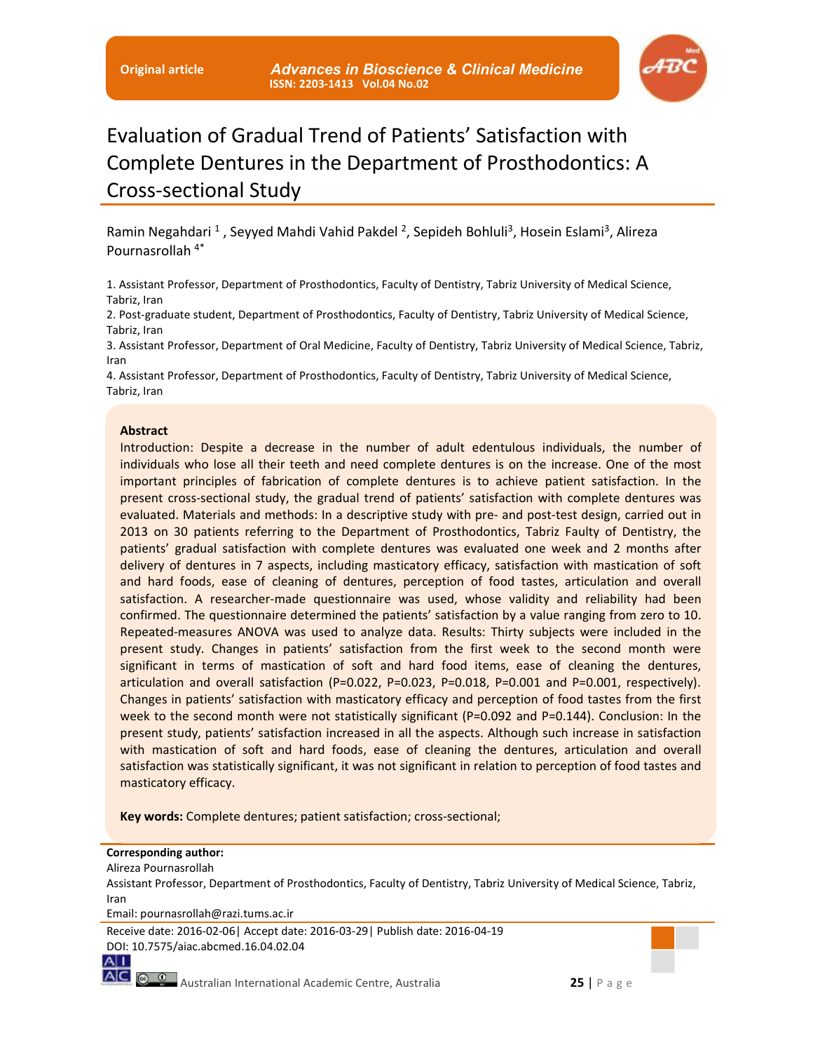Original article

# Evaluation of Gradual Trend of Patients' Satisfaction with Complete Dentures in the Department of Prosthodontics: A Cross-sectional Study

Ramin Negahdari [1] , Seyyed Mahdi Vahid Pakdel [2], Sepideh Bohluli[3], Hosein Eslami[3], Alireza Pournasrollah [4*]

1. Assistant Professor, Department of Prosthodontics, Faculty of Dentistry, Tabriz University of Medical Science, Tabriz, Iran
2. Post-graduate student, Department of Prosthodontics, Faculty of Dentistry, Tabriz University of Medical Science, Tabriz, Iran
3. Assistant Professor, Department of Oral Medicine, Faculty of Dentistry, Tabriz University of Medical Science, Tabriz, Iran
4. Assistant Professor, Department of Prosthodontics, Faculty of Dentistry, Tabriz University of Medical Science, Tabriz, Iran

## Abstract

Introduction: Despite a decrease in the number of adult edentulous individuals, the number of individuals who lose all their teeth and need complete dentures is on the increase. One of the most important principles of fabrication of complete dentures is to achieve patient satisfaction. In the present cross-sectional study, the gradual trend of patients' satisfaction with complete dentures was evaluated. Materials and methods: In a descriptive study with pre- and post-test design, carried out in 2013 on 30 patients referring to the Department of Prosthodontics, Tabriz Faulty of Dentistry, the patients' gradual satisfaction with complete dentures was evaluated one week and 2 months after delivery of dentures in 7 aspects, including masticatory efficacy, satisfaction with mastication of soft and hard foods, ease of cleaning of dentures, perception of food tastes, articulation and overall satisfaction. A researcher-made questionnaire was used, whose validity and reliability had been confirmed. The questionnaire determined the patients' satisfaction by a value ranging from zero to 10. Repeated-measures ANOVA was used to analyze data. Results: Thirty subjects were included in the present study. Changes in patients' satisfaction from the first week to the second month were significant in terms of mastication of soft and hard food items, ease of cleaning the dentures, articulation and overall satisfaction (P=0.022, P=0.023, P=0.018, P=0.001 and P=0.001, respectively). Changes in patients' satisfaction with masticatory efficacy and perception of food tastes from the first week to the second month were not statistically significant (P=0.092 and P=0.144). Conclusion: In the present study, patients' satisfaction increased in all the aspects. Although such increase in satisfaction with mastication of soft and hard foods, ease of cleaning the dentures, articulation and overall satisfaction was statistically significant, it was not significant in relation to perception of food tastes and masticatory efficacy.

**Key words:** Complete dentures; patient satisfaction; cross-sectional;

**Corresponding author:**
Alireza Pournasrollah
Assistant Professor, Department of Prosthodontics, Faculty of Dentistry, Tabriz University of Medical Science, Tabriz, Iran
Email: pournasrollah@razi.tums.ac.ir

Receive date: 2016-02-06| Accept date: 2016-03-29| Publish date: 2016-04-19
DOI: 10.7575/aiac.abcmed.16.04.02.04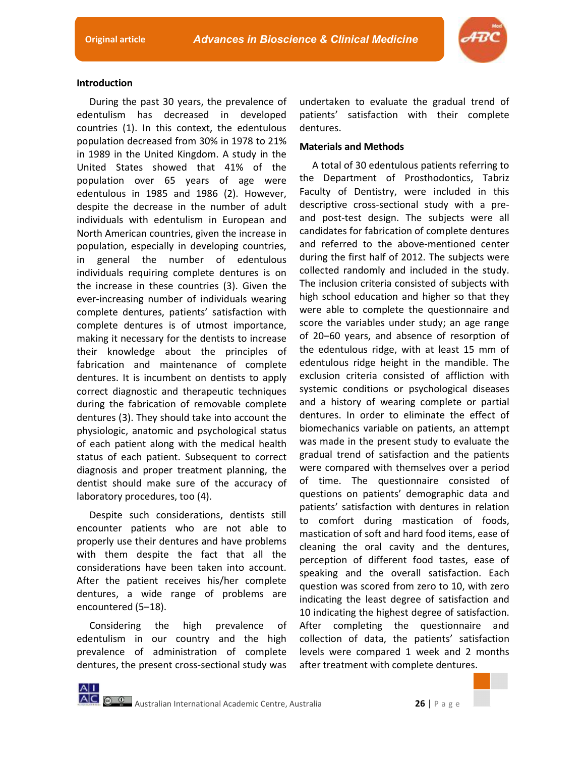## Introduction

During the past 30 years, the prevalence of edentulism has decreased in developed countries (1). In this context, the edentulous population decreased from 30% in 1978 to 21% in 1989 in the United Kingdom. A study in the United States showed that 41% of the population over 65 years of age were edentulous in 1985 and 1986 (2). However, despite the decrease in the number of adult individuals with edentulism in European and North American countries, given the increase in population, especially in developing countries, in general the number of edentulous individuals requiring complete dentures is on the increase in these countries (3). Given the ever-increasing number of individuals wearing complete dentures, patients' satisfaction with complete dentures is of utmost importance, making it necessary for the dentists to increase their knowledge about the principles of fabrication and maintenance of complete dentures. It is incumbent on dentists to apply correct diagnostic and therapeutic techniques during the fabrication of removable complete dentures (3). They should take into account the physiologic, anatomic and psychological status of each patient along with the medical health status of each patient. Subsequent to correct diagnosis and proper treatment planning, the dentist should make sure of the accuracy of laboratory procedures, too (4).

Despite such considerations, dentists still encounter patients who are not able to properly use their dentures and have problems with them despite the fact that all the considerations have been taken into account. After the patient receives his/her complete dentures, a wide range of problems are encountered (5–18).

Considering the high prevalence of edentulism in our country and the high prevalence of administration of complete dentures, the present cross-sectional study was undertaken to evaluate the gradual trend of patients' satisfaction with their complete dentures.

## Materials and Methods

A total of 30 edentulous patients referring to the Department of Prosthodontics, Tabriz Faculty of Dentistry, were included in this descriptive cross-sectional study with a pre- and post-test design. The subjects were all candidates for fabrication of complete dentures and referred to the above-mentioned center during the first half of 2012. The subjects were collected randomly and included in the study. The inclusion criteria consisted of subjects with high school education and higher so that they were able to complete the questionnaire and score the variables under study; an age range of 20–60 years, and absence of resorption of the edentulous ridge, with at least 15 mm of edentulous ridge height in the mandible. The exclusion criteria consisted of affliction with systemic conditions or psychological diseases and a history of wearing complete or partial dentures. In order to eliminate the effect of biomechanics variable on patients, an attempt was made in the present study to evaluate the gradual trend of satisfaction and the patients were compared with themselves over a period of time. The questionnaire consisted of questions on patients' demographic data and patients' satisfaction with dentures in relation to comfort during mastication of foods, mastication of soft and hard food items, ease of cleaning the oral cavity and the dentures, perception of different food tastes, ease of speaking and the overall satisfaction. Each question was scored from zero to 10, with zero indicating the least degree of satisfaction and 10 indicating the highest degree of satisfaction. After completing the questionnaire and collection of data, the patients' satisfaction levels were compared 1 week and 2 months after treatment with complete dentures.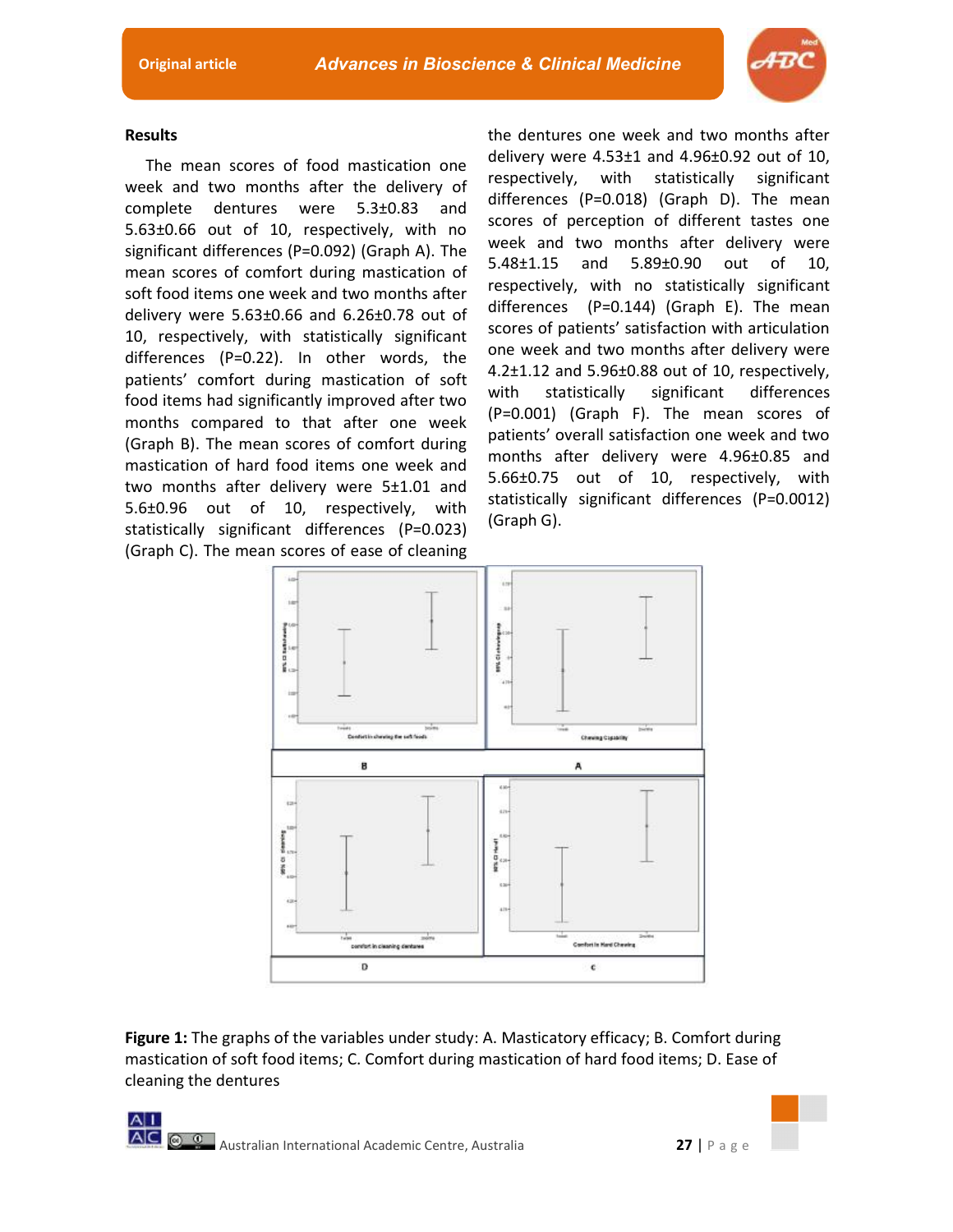### Results

The mean scores of food mastication one week and two months after the delivery of complete dentures were 5.3±0.83 and 5.63±0.66 out of 10, respectively, with no significant differences (P=0.092) (Graph A). The mean scores of comfort during mastication of soft food items one week and two months after delivery were 5.63±0.66 and 6.26±0.78 out of 10, respectively, with statistically significant differences (P=0.22). In other words, the patients' comfort during mastication of soft food items had significantly improved after two months compared to that after one week (Graph B). The mean scores of comfort during mastication of hard food items one week and two months after delivery were 5±1.01 and 5.6±0.96 out of 10, respectively, with statistically significant differences (P=0.023) (Graph C). The mean scores of ease of cleaning the dentures one week and two months after delivery were 4.53±1 and 4.96±0.92 out of 10, respectively, with statistically significant differences (P=0.018) (Graph D). The mean scores of perception of different tastes one week and two months after delivery were 5.48±1.15 and 5.89±0.90 out of 10, respectively, with no statistically significant differences (P=0.144) (Graph E). The mean scores of patients' satisfaction with articulation one week and two months after delivery were 4.2±1.12 and 5.96±0.88 out of 10, respectively, with statistically significant differences (P=0.001) (Graph F). The mean scores of patients' overall satisfaction one week and two months after delivery were 4.96±0.85 and 5.66±0.75 out of 10, respectively, with statistically significant differences (P=0.0012) (Graph G).

**Figure 1:** The graphs of the variables under study: A. Masticatory efficacy; B. Comfort during mastication of soft food items; C. Comfort during mastication of hard food items; D. Ease of cleaning the dentures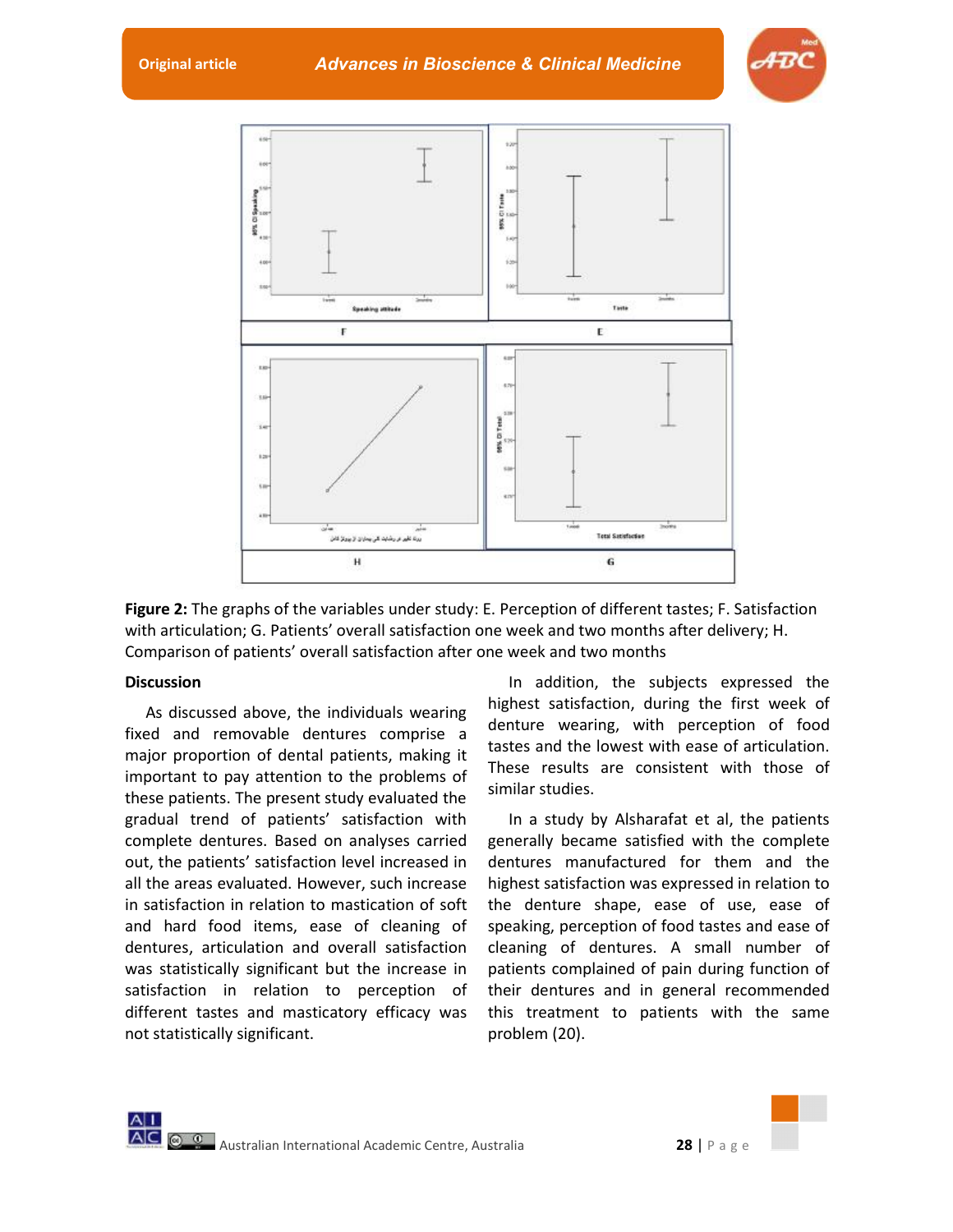Figure 2: The graphs of the variables under study: E. Perception of different tastes; F. Satisfaction with articulation; G. Patients' overall satisfaction one week and two months after delivery; H. Comparison of patients' overall satisfaction after one week and two months

## Discussion

As discussed above, the individuals wearing fixed and removable dentures comprise a major proportion of dental patients, making it important to pay attention to the problems of these patients. The present study evaluated the gradual trend of patients' satisfaction with complete dentures. Based on analyses carried out, the patients' satisfaction level increased in all the areas evaluated. However, such increase in satisfaction in relation to mastication of soft and hard food items, ease of cleaning of dentures, articulation and overall satisfaction was statistically significant but the increase in satisfaction in relation to perception of different tastes and masticatory efficacy was not statistically significant.

In addition, the subjects expressed the highest satisfaction, during the first week of denture wearing, with perception of food tastes and the lowest with ease of articulation. These results are consistent with those of similar studies.

In a study by Alsharafat et al, the patients generally became satisfied with the complete dentures manufactured for them and the highest satisfaction was expressed in relation to the denture shape, ease of use, ease of speaking, perception of food tastes and ease of cleaning of dentures. A small number of patients complained of pain during function of their dentures and in general recommended this treatment to patients with the same problem (20).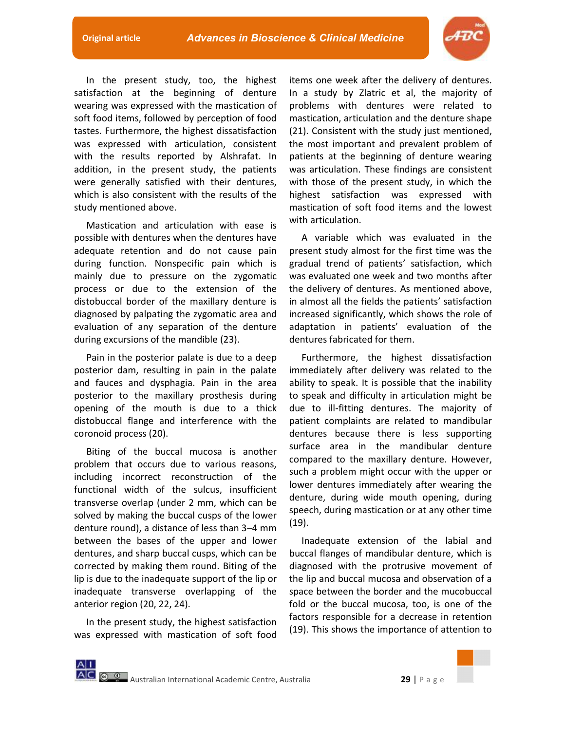In the present study, too, the highest satisfaction at the beginning of denture wearing was expressed with the mastication of soft food items, followed by perception of food tastes. Furthermore, the highest dissatisfaction was expressed with articulation, consistent with the results reported by Alshrafat. In addition, in the present study, the patients were generally satisfied with their dentures, which is also consistent with the results of the study mentioned above.

Mastication and articulation with ease is possible with dentures when the dentures have adequate retention and do not cause pain during function. Nonspecific pain which is mainly due to pressure on the zygomatic process or due to the extension of the distobuccal border of the maxillary denture is diagnosed by palpating the zygomatic area and evaluation of any separation of the denture during excursions of the mandible (23).

Pain in the posterior palate is due to a deep posterior dam, resulting in pain in the palate and fauces and dysphagia. Pain in the area posterior to the maxillary prosthesis during opening of the mouth is due to a thick distobuccal flange and interference with the coronoid process (20).

Biting of the buccal mucosa is another problem that occurs due to various reasons, including incorrect reconstruction of the functional width of the sulcus, insufficient transverse overlap (under 2 mm, which can be solved by making the buccal cusps of the lower denture round), a distance of less than 3–4 mm between the bases of the upper and lower dentures, and sharp buccal cusps, which can be corrected by making them round. Biting of the lip is due to the inadequate support of the lip or inadequate transverse overlapping of the anterior region (20, 22, 24).

In the present study, the highest satisfaction was expressed with mastication of soft food items one week after the delivery of dentures. In a study by Zlatric et al, the majority of problems with dentures were related to mastication, articulation and the denture shape (21). Consistent with the study just mentioned, the most important and prevalent problem of patients at the beginning of denture wearing was articulation. These findings are consistent with those of the present study, in which the highest satisfaction was expressed with mastication of soft food items and the lowest with articulation.

A variable which was evaluated in the present study almost for the first time was the gradual trend of patients' satisfaction, which was evaluated one week and two months after the delivery of dentures. As mentioned above, in almost all the fields the patients' satisfaction increased significantly, which shows the role of adaptation in patients' evaluation of the dentures fabricated for them.

Furthermore, the highest dissatisfaction immediately after delivery was related to the ability to speak. It is possible that the inability to speak and difficulty in articulation might be due to ill-fitting dentures. The majority of patient complaints are related to mandibular dentures because there is less supporting surface area in the mandibular denture compared to the maxillary denture. However, such a problem might occur with the upper or lower dentures immediately after wearing the denture, during wide mouth opening, during speech, during mastication or at any other time (19).

Inadequate extension of the labial and buccal flanges of mandibular denture, which is diagnosed with the protrusive movement of the lip and buccal mucosa and observation of a space between the border and the mucobuccal fold or the buccal mucosa, too, is one of the factors responsible for a decrease in retention (19). This shows the importance of attention to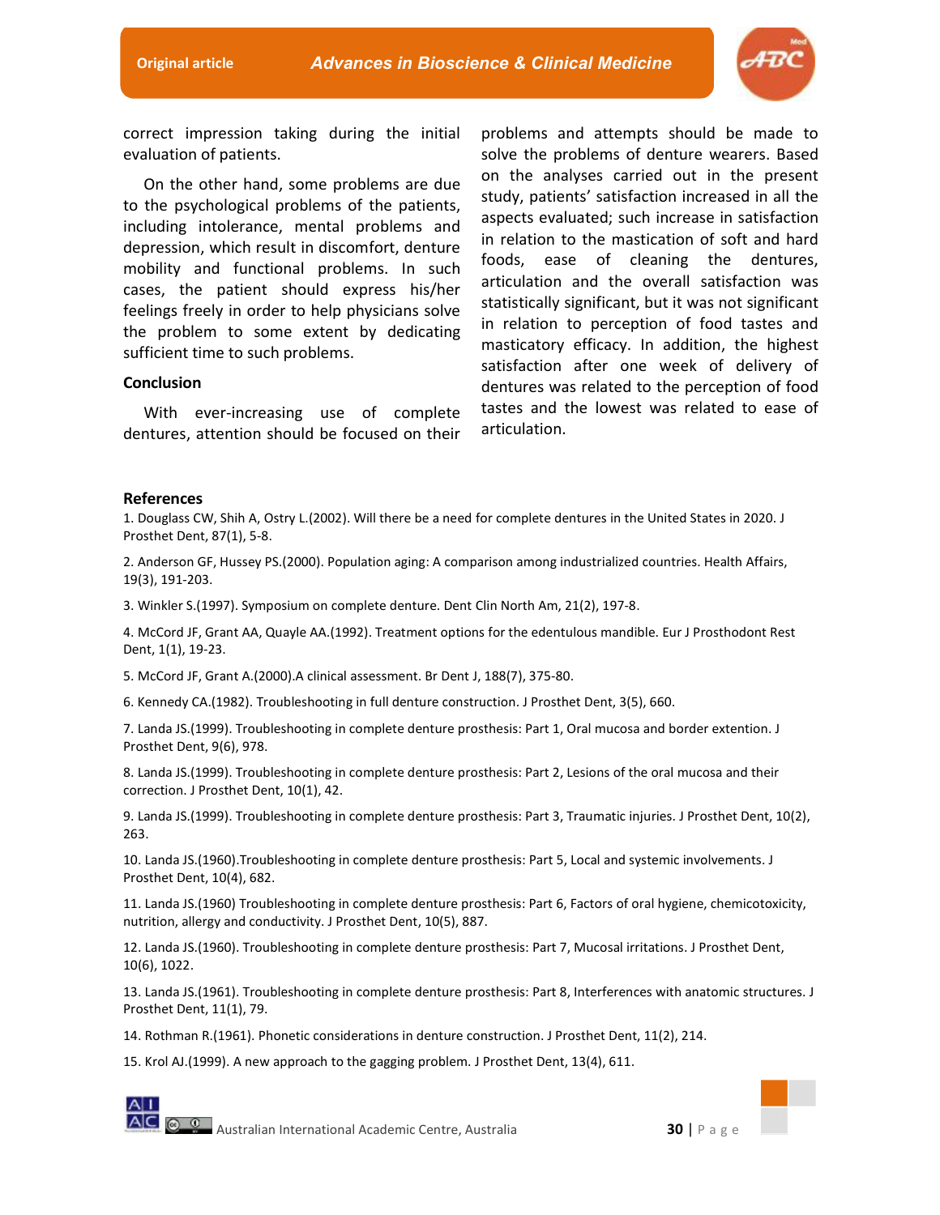correct impression taking during the initial evaluation of patients.

On the other hand, some problems are due to the psychological problems of the patients, including intolerance, mental problems and depression, which result in discomfort, denture mobility and functional problems. In such cases, the patient should express his/her feelings freely in order to help physicians solve the problem to some extent by dedicating sufficient time to such problems.

## Conclusion

With ever-increasing use of complete dentures, attention should be focused on their problems and attempts should be made to solve the problems of denture wearers. Based on the analyses carried out in the present study, patients' satisfaction increased in all the aspects evaluated; such increase in satisfaction in relation to the mastication of soft and hard foods, ease of cleaning the dentures, articulation and the overall satisfaction was statistically significant, but it was not significant in relation to perception of food tastes and masticatory efficacy. In addition, the highest satisfaction after one week of delivery of dentures was related to the perception of food tastes and the lowest was related to ease of articulation.

## References

1. Douglass CW, Shih A, Ostry L.(2002). Will there be a need for complete dentures in the United States in 2020. J Prosthet Dent, 87(1), 5-8.

2. Anderson GF, Hussey PS.(2000). Population aging: A comparison among industrialized countries. Health Affairs, 19(3), 191-203.

3. Winkler S.(1997). Symposium on complete denture. Dent Clin North Am, 21(2), 197-8.

4. McCord JF, Grant AA, Quayle AA.(1992). Treatment options for the edentulous mandible. Eur J Prosthodont Rest Dent, 1(1), 19-23.

5. McCord JF, Grant A.(2000).A clinical assessment. Br Dent J, 188(7), 375-80.

6. Kennedy CA.(1982). Troubleshooting in full denture construction. J Prosthet Dent, 3(5), 660.

7. Landa JS.(1999). Troubleshooting in complete denture prosthesis: Part 1, Oral mucosa and border extention. J Prosthet Dent, 9(6), 978.

8. Landa JS.(1999). Troubleshooting in complete denture prosthesis: Part 2, Lesions of the oral mucosa and their correction. J Prosthet Dent, 10(1), 42.

9. Landa JS.(1999). Troubleshooting in complete denture prosthesis: Part 3, Traumatic injuries. J Prosthet Dent, 10(2), 263.

10. Landa JS.(1960).Troubleshooting in complete denture prosthesis: Part 5, Local and systemic involvements. J Prosthet Dent, 10(4), 682.

11. Landa JS.(1960) Troubleshooting in complete denture prosthesis: Part 6, Factors of oral hygiene, chemicotoxicity, nutrition, allergy and conductivity. J Prosthet Dent, 10(5), 887.

12. Landa JS.(1960). Troubleshooting in complete denture prosthesis: Part 7, Mucosal irritations. J Prosthet Dent, 10(6), 1022.

13. Landa JS.(1961). Troubleshooting in complete denture prosthesis: Part 8, Interferences with anatomic structures. J Prosthet Dent, 11(1), 79.

14. Rothman R.(1961). Phonetic considerations in denture construction. J Prosthet Dent, 11(2), 214.

15. Krol AJ.(1999). A new approach to the gagging problem. J Prosthet Dent, 13(4), 611.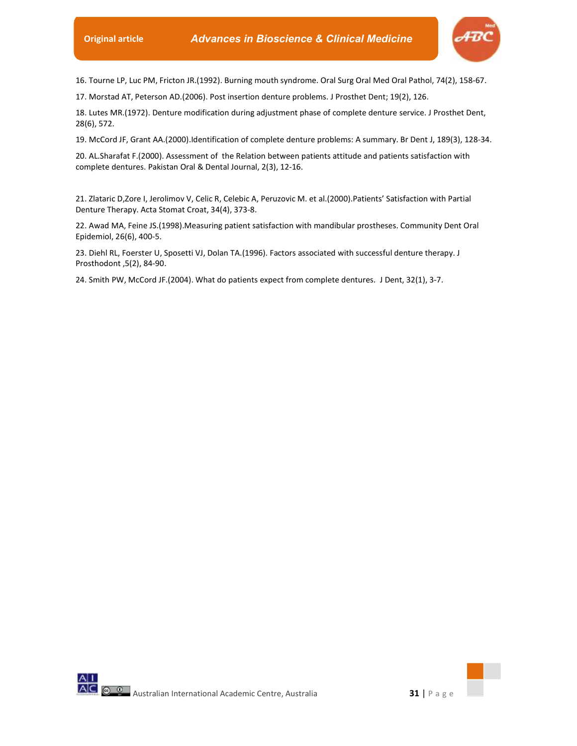16. Tourne LP, Luc PM, Fricton JR.(1992). Burning mouth syndrome. Oral Surg Oral Med Oral Pathol, 74(2), 158-67.

17. Morstad AT, Peterson AD.(2006). Post insertion denture problems. J Prosthet Dent; 19(2), 126.

18. Lutes MR.(1972). Denture modification during adjustment phase of complete denture service. J Prosthet Dent, 28(6), 572.

19. McCord JF, Grant AA.(2000).Identification of complete denture problems: A summary. Br Dent J, 189(3), 128-34.

20. AL.Sharafat F.(2000). Assessment of the Relation between patients attitude and patients satisfaction with complete dentures. Pakistan Oral & Dental Journal, 2(3), 12-16.

21. Zlataric D,Zore I, Jerolimov V, Celic R, Celebic A, Peruzovic M. et al.(2000).Patients' Satisfaction with Partial Denture Therapy. Acta Stomat Croat, 34(4), 373-8.

22. Awad MA, Feine JS.(1998).Measuring patient satisfaction with mandibular prostheses. Community Dent Oral Epidemiol, 26(6), 400-5.

23. Diehl RL, Foerster U, Sposetti VJ, Dolan TA.(1996). Factors associated with successful denture therapy. J Prosthodont ,5(2), 84-90.

24. Smith PW, McCord JF.(2004). What do patients expect from complete dentures. J Dent, 32(1), 3-7.